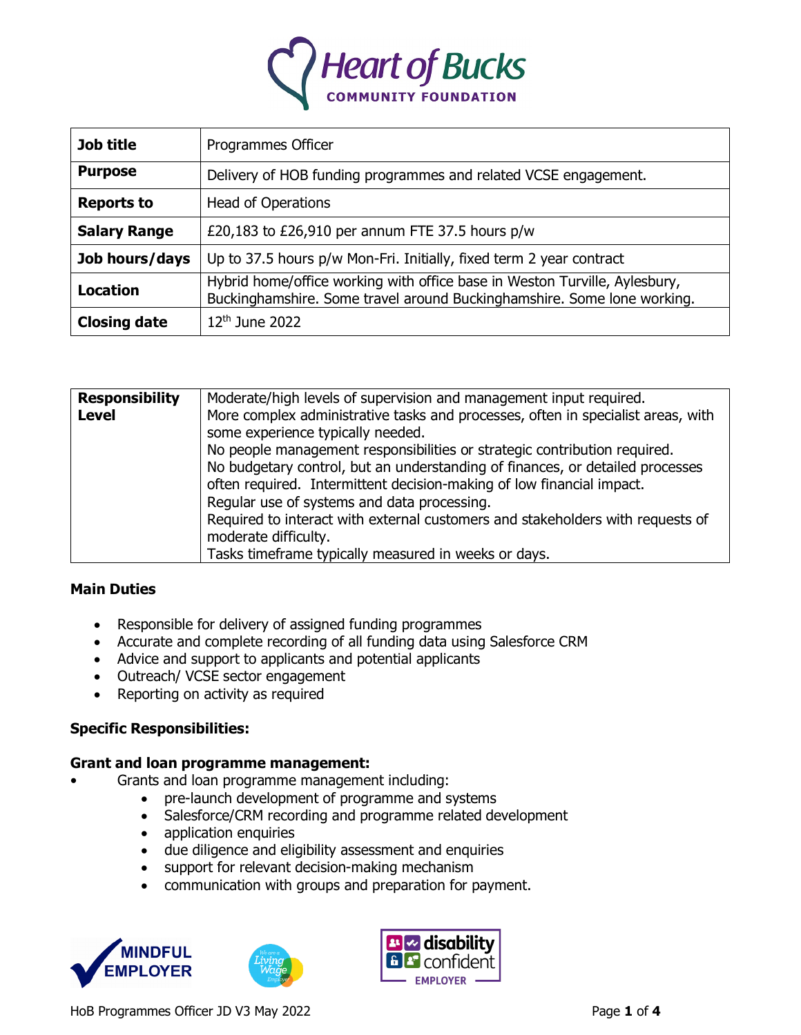# Heart of Bucks COMMUNITY FOUNDATION

| | |
|---|---|
| **Job title** | Programmes Officer |
| **Purpose** | Delivery of HOB funding programmes and related VCSE engagement. |
| **Reports to** | Head of Operations |
| **Salary Range** | £20,183 to £26,910 per annum FTE 37.5 hours p/w |
| **Job hours/days** | Up to 37.5 hours p/w Mon-Fri. Initially, fixed term 2 year contract |
| **Location** | Hybrid home/office working with office base in Weston Turville, Aylesbury, Buckinghamshire. Some travel around Buckinghamshire. Some lone working. |
| **Closing date** | 12th June 2022 |

| | |
|---|---|
| **Responsibility Level** | Moderate/high levels of supervision and management input required. More complex administrative tasks and processes, often in specialist areas, with some experience typically needed. No people management responsibilities or strategic contribution required. No budgetary control, but an understanding of finances, or detailed processes often required. Intermittent decision-making of low financial impact. Regular use of systems and data processing. Required to interact with external customers and stakeholders with requests of moderate difficulty. Tasks timeframe typically measured in weeks or days. |

**Main Duties**

- Responsible for delivery of assigned funding programmes
- Accurate and complete recording of all funding data using Salesforce CRM
- Advice and support to applicants and potential applicants
- Outreach/ VCSE sector engagement
- Reporting on activity as required

**Specific Responsibilities:**

**Grant and loan programme management:**

- Grants and loan programme management including:
  - pre-launch development of programme and systems
  - Salesforce/CRM recording and programme related development
  - application enquiries
  - due diligence and eligibility assessment and enquiries
  - support for relevant decision-making mechanism
  - communication with groups and preparation for payment.

MINDFUL EMPLOYER | We are a Living Wage Employer | disability confident EMPLOYER

HoB Programmes Officer JD V3 May 2022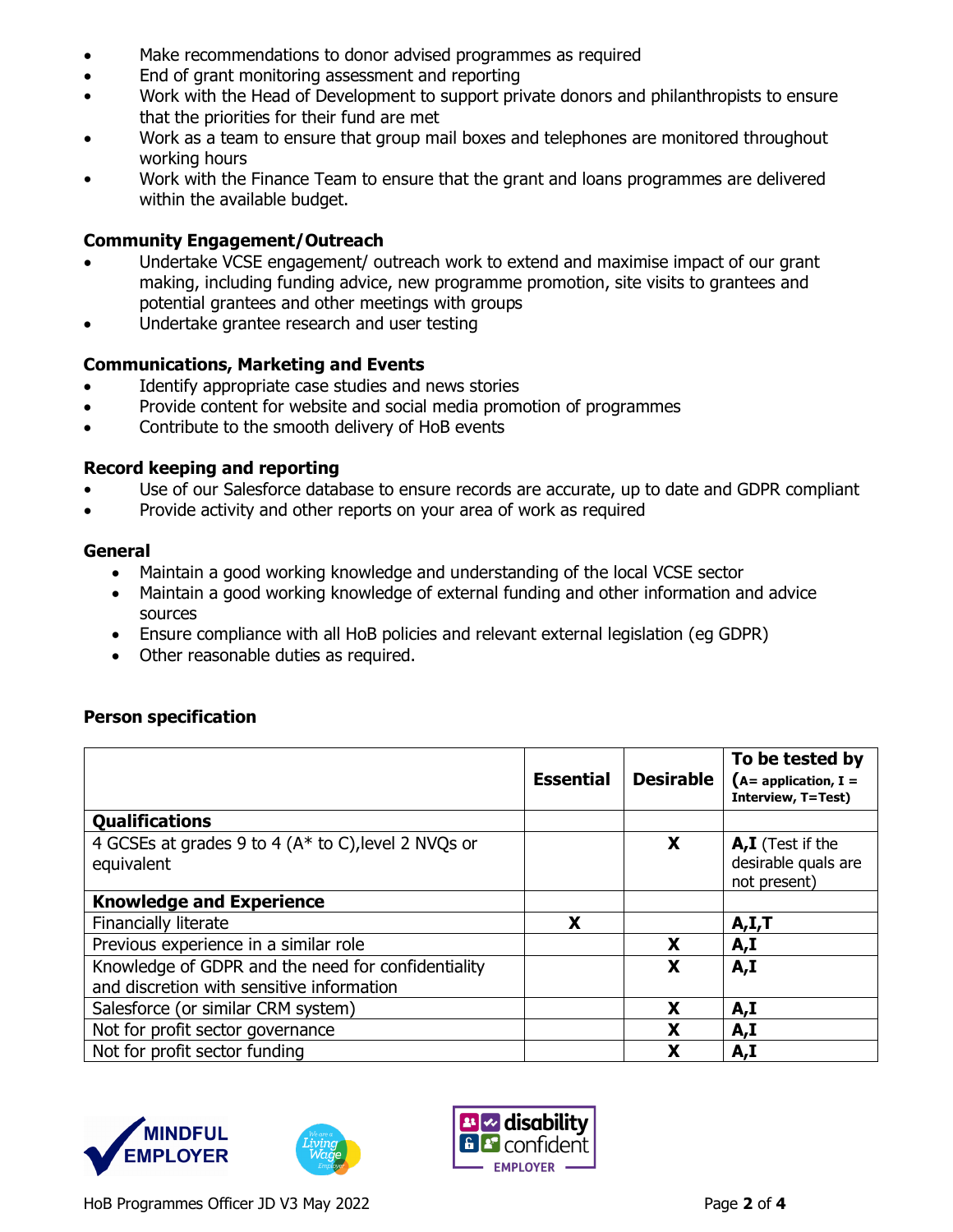- Make recommendations to donor advised programmes as required
- End of grant monitoring assessment and reporting
- Work with the Head of Development to support private donors and philanthropists to ensure that the priorities for their fund are met
- Work as a team to ensure that group mail boxes and telephones are monitored throughout working hours
- Work with the Finance Team to ensure that the grant and loans programmes are delivered within the available budget.

**Community Engagement/Outreach**

- Undertake VCSE engagement/ outreach work to extend and maximise impact of our grant making, including funding advice, new programme promotion, site visits to grantees and potential grantees and other meetings with groups
- Undertake grantee research and user testing

**Communications, Marketing and Events**

- Identify appropriate case studies and news stories
- Provide content for website and social media promotion of programmes
- Contribute to the smooth delivery of HoB events

**Record keeping and reporting**

- Use of our Salesforce database to ensure records are accurate, up to date and GDPR compliant
- Provide activity and other reports on your area of work as required

**General**

- Maintain a good working knowledge and understanding of the local VCSE sector
- Maintain a good working knowledge of external funding and other information and advice sources
- Ensure compliance with all HoB policies and relevant external legislation (eg GDPR)
- Other reasonable duties as required.

**Person specification**

| | Essential | Desirable | To be tested by (A= application, I = Interview, T=Test) |
|---|---|---|---|
| **Qualifications** | | | |
| 4 GCSEs at grades 9 to 4 (A* to C),level 2 NVQs or equivalent | | X | **A,I** (Test if the desirable quals are not present) |
| **Knowledge and Experience** | | | |
| Financially literate | X | | **A,I,T** |
| Previous experience in a similar role | | X | **A,I** |
| Knowledge of GDPR and the need for confidentiality and discretion with sensitive information | | X | **A,I** |
| Salesforce (or similar CRM system) | | X | **A,I** |
| Not for profit sector governance | | X | **A,I** |
| Not for profit sector funding | | X | **A,I** |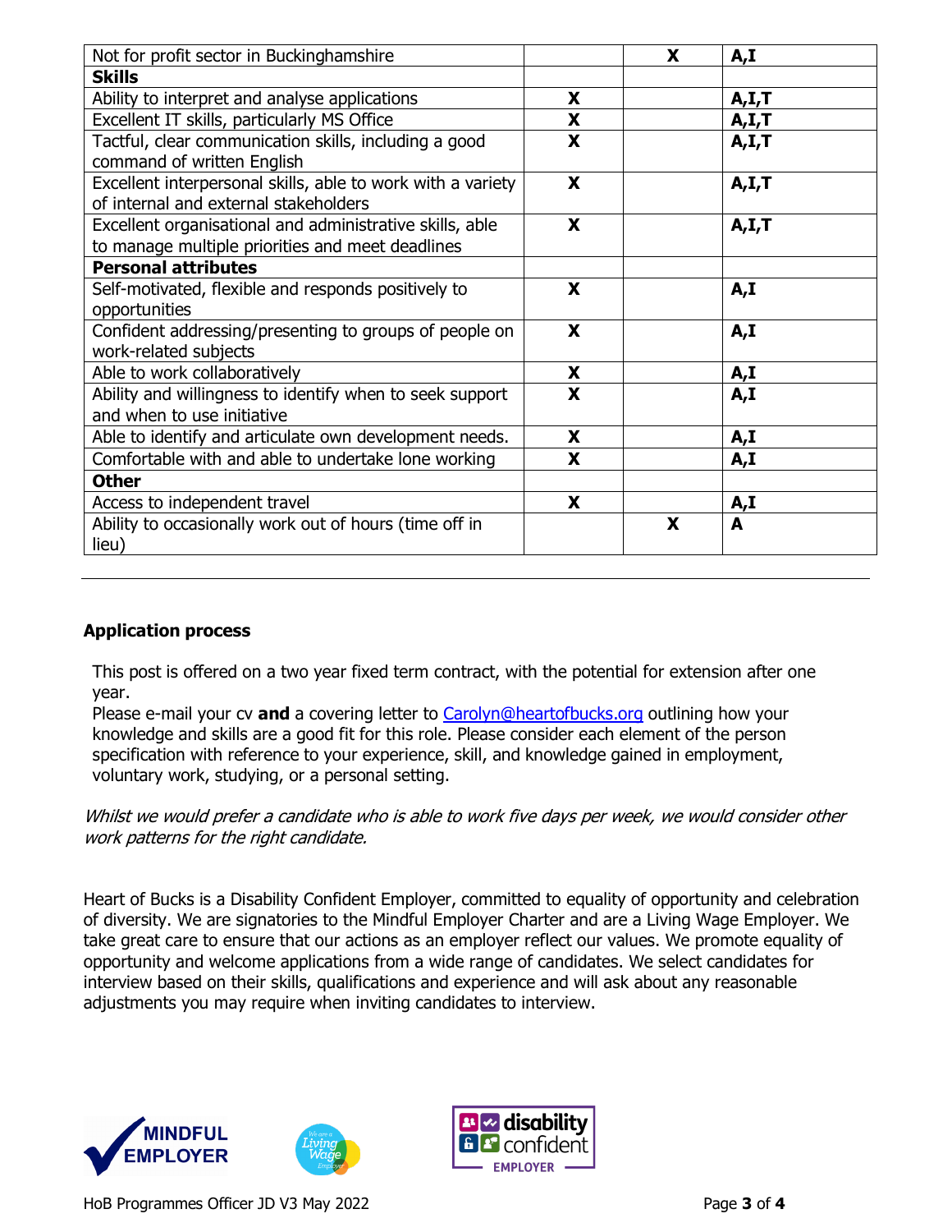| | | | |
|---|---|---|---|
| Not for profit sector in Buckinghamshire | | **X** | **A,I** |
| **Skills** | | | |
| Ability to interpret and analyse applications | **X** | | **A,I,T** |
| Excellent IT skills, particularly MS Office | **X** | | **A,I,T** |
| Tactful, clear communication skills, including a good command of written English | **X** | | **A,I,T** |
| Excellent interpersonal skills, able to work with a variety of internal and external stakeholders | **X** | | **A,I,T** |
| Excellent organisational and administrative skills, able to manage multiple priorities and meet deadlines | **X** | | **A,I,T** |
| **Personal attributes** | | | |
| Self-motivated, flexible and responds positively to opportunities | **X** | | **A,I** |
| Confident addressing/presenting to groups of people on work-related subjects | **X** | | **A,I** |
| Able to work collaboratively | **X** | | **A,I** |
| Ability and willingness to identify when to seek support and when to use initiative | **X** | | **A,I** |
| Able to identify and articulate own development needs. | **X** | | **A,I** |
| Comfortable with and able to undertake lone working | **X** | | **A,I** |
| **Other** | | | |
| Access to independent travel | **X** | | **A,I** |
| Ability to occasionally work out of hours (time off in lieu) | | **X** | **A** |

---

**Application process**

This post is offered on a two year fixed term contract, with the potential for extension after one year.
Please e-mail your cv **and** a covering letter to Carolyn@heartofbucks.org outlining how your knowledge and skills are a good fit for this role. Please consider each element of the person specification with reference to your experience, skill, and knowledge gained in employment, voluntary work, studying, or a personal setting.

*Whilst we would prefer a candidate who is able to work five days per week, we would consider other work patterns for the right candidate.*

Heart of Bucks is a Disability Confident Employer, committed to equality of opportunity and celebration of diversity. We are signatories to the Mindful Employer Charter and are a Living Wage Employer. We take great care to ensure that our actions as an employer reflect our values. We promote equality of opportunity and welcome applications from a wide range of candidates. We select candidates for interview based on their skills, qualifications and experience and will ask about any reasonable adjustments you may require when inviting candidates to interview.

MINDFUL EMPLOYER

We are a Living Wage Employer

disability confident EMPLOYER

HoB Programmes Officer JD V3 May 2022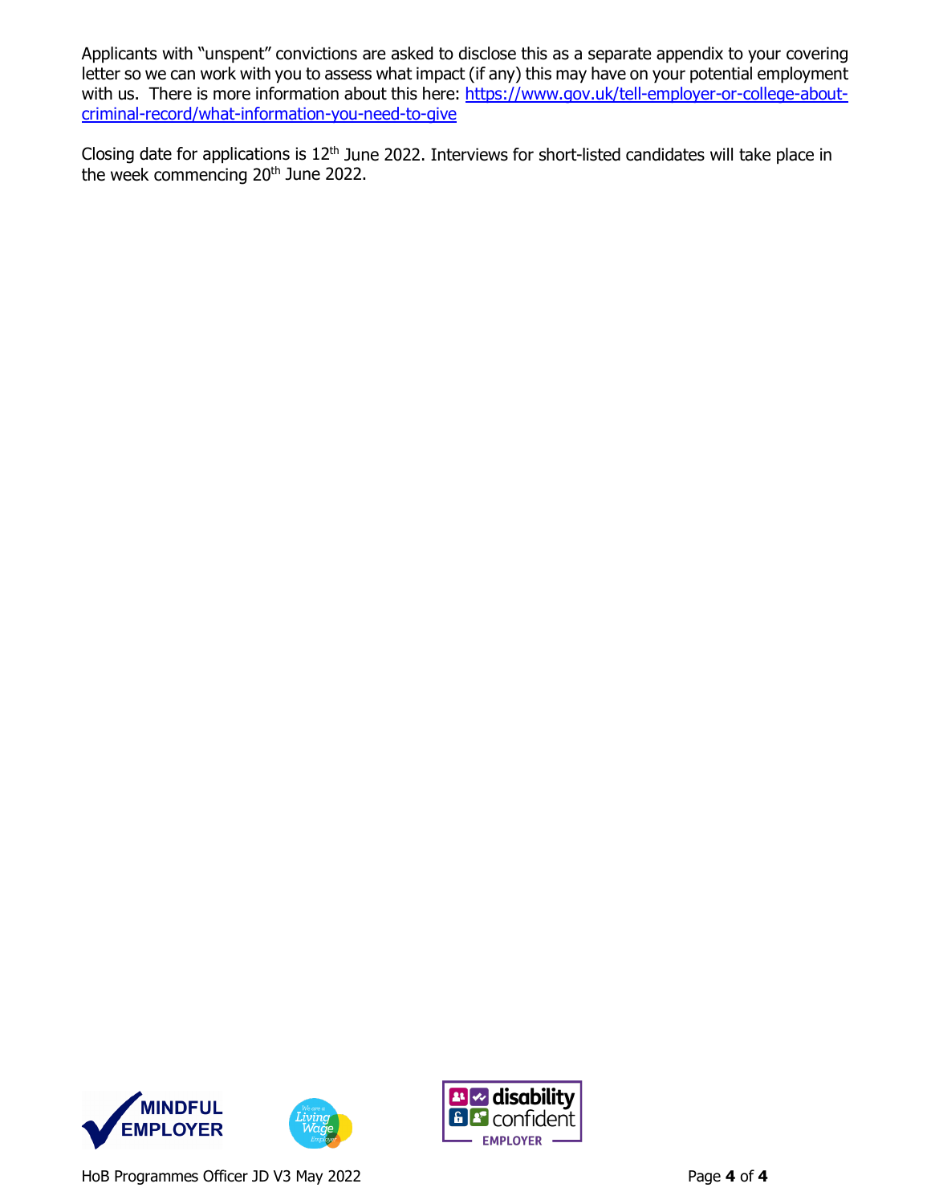Applicants with "unspent" convictions are asked to disclose this as a separate appendix to your covering letter so we can work with you to assess what impact (if any) this may have on your potential employment with us. There is more information about this here: https://www.gov.uk/tell-employer-or-college-about-criminal-record/what-information-you-need-to-give

Closing date for applications is 12th June 2022. Interviews for short-listed candidates will take place in the week commencing 20th June 2022.